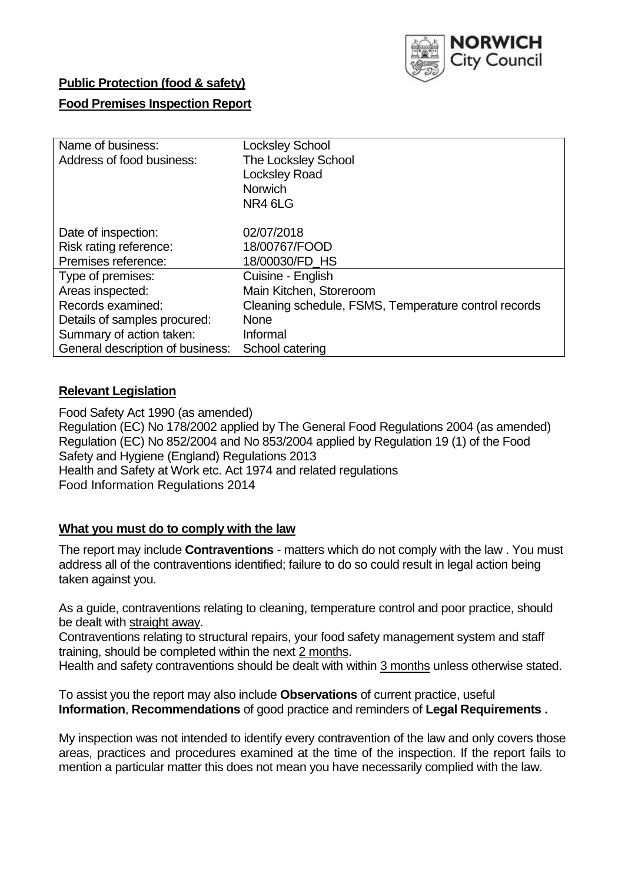NORWICH City Council

**Public Protection (food & safety)**

**Food Premises Inspection Report**

| | |
|---|---|
| Name of business: | Locksley School |
| Address of food business: | The Locksley School<br>Locksley Road<br>Norwich<br>NR4 6LG |
| Date of inspection: | 02/07/2018 |
| Risk rating reference: | 18/00767/FOOD |
| Premises reference: | 18/00030/FD_HS |
| Type of premises: | Cuisine - English |
| Areas inspected: | Main Kitchen, Storeroom |
| Records examined: | Cleaning schedule, FSMS, Temperature control records |
| Details of samples procured: | None |
| Summary of action taken: | Informal |
| General description of business: | School catering |

## Relevant Legislation

Food Safety Act 1990 (as amended)
Regulation (EC) No 178/2002 applied by The General Food Regulations 2004 (as amended)
Regulation (EC) No 852/2004 and No 853/2004 applied by Regulation 19 (1) of the Food Safety and Hygiene (England) Regulations 2013
Health and Safety at Work etc. Act 1974 and related regulations
Food Information Regulations 2014

## What you must do to comply with the law

The report may include **Contraventions** - matters which do not comply with the law . You must address all of the contraventions identified; failure to do so could result in legal action being taken against you.

As a guide, contraventions relating to cleaning, temperature control and poor practice, should be dealt with straight away.
Contraventions relating to structural repairs, your food safety management system and staff training, should be completed within the next 2 months.
Health and safety contraventions should be dealt with within 3 months unless otherwise stated.

To assist you the report may also include **Observations** of current practice, useful **Information**, **Recommendations** of good practice and reminders of **Legal Requirements .**

My inspection was not intended to identify every contravention of the law and only covers those areas, practices and procedures examined at the time of the inspection. If the report fails to mention a particular matter this does not mean you have necessarily complied with the law.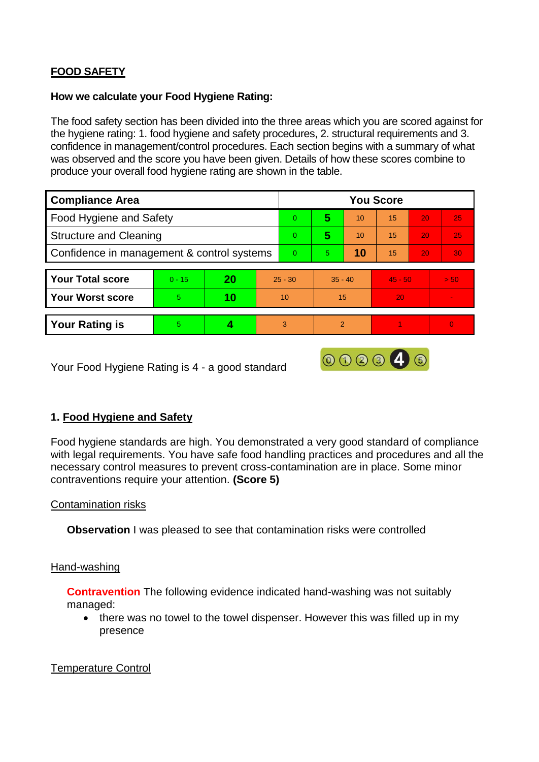**FOOD SAFETY**

**How we calculate your Food Hygiene Rating:**

The food safety section has been divided into the three areas which you are scored against for the hygiene rating: 1. food hygiene and safety procedures, 2. structural requirements and 3. confidence in management/control procedures. Each section begins with a summary of what was observed and the score you have been given. Details of how these scores combine to produce your overall food hygiene rating are shown in the table.

| Compliance Area | You Score | | | | | |
|---|---|---|---|---|---|---|
| Food Hygiene and Safety | 0 | **5** | 10 | 15 | 20 | 25 |
| Structure and Cleaning | 0 | **5** | 10 | 15 | 20 | 25 |
| Confidence in management & control systems | 0 | 5 | **10** | 15 | 20 | 30 |

| | | | | | | |
|---|---|---|---|---|---|---|
| **Your Total score** | 0 - 15 | **20** | 25 - 30 | 35 - 40 | 45 - 50 | > 50 |
| **Your Worst score** | 5 | **10** | 10 | 15 | 20 | - |
| **Your Rating is** | 5 | **4** | 3 | 2 | 1 | 0 |

Your Food Hygiene Rating is 4 - a good standard

## 1. Food Hygiene and Safety

Food hygiene standards are high. You demonstrated a very good standard of compliance with legal requirements. You have safe food handling practices and procedures and all the necessary control measures to prevent cross-contamination are in place. Some minor contraventions require your attention. **(Score 5)**

### Contamination risks

**Observation** I was pleased to see that contamination risks were controlled

### Hand-washing

**Contravention** The following evidence indicated hand-washing was not suitably managed:

- there was no towel to the towel dispenser. However this was filled up in my presence

### Temperature Control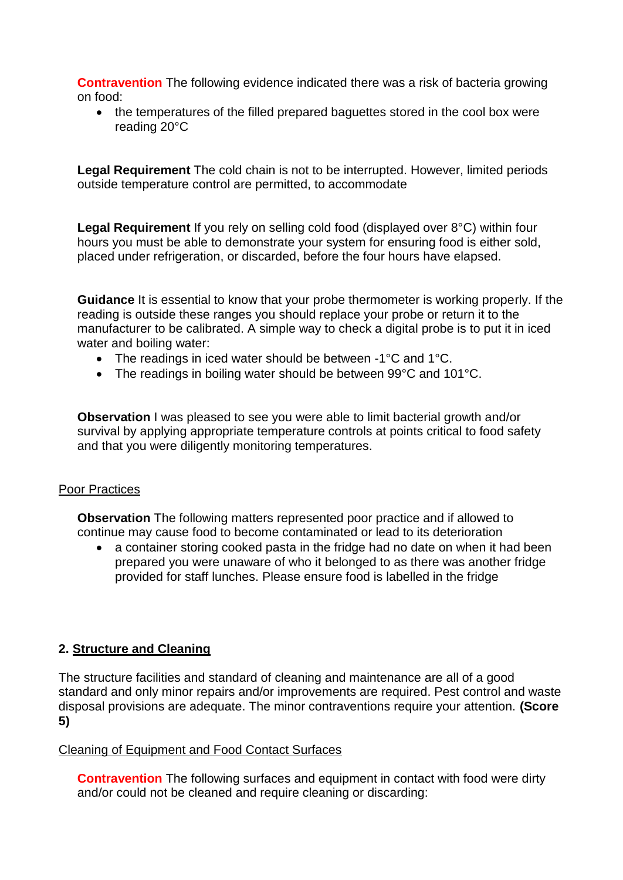**Contravention** The following evidence indicated there was a risk of bacteria growing on food:

- the temperatures of the filled prepared baguettes stored in the cool box were reading 20°C

**Legal Requirement** The cold chain is not to be interrupted. However, limited periods outside temperature control are permitted, to accommodate

**Legal Requirement** If you rely on selling cold food (displayed over 8°C) within four hours you must be able to demonstrate your system for ensuring food is either sold, placed under refrigeration, or discarded, before the four hours have elapsed.

**Guidance** It is essential to know that your probe thermometer is working properly. If the reading is outside these ranges you should replace your probe or return it to the manufacturer to be calibrated. A simple way to check a digital probe is to put it in iced water and boiling water:

- The readings in iced water should be between -1°C and 1°C.
- The readings in boiling water should be between 99°C and 101°C.

**Observation** I was pleased to see you were able to limit bacterial growth and/or survival by applying appropriate temperature controls at points critical to food safety and that you were diligently monitoring temperatures.

Poor Practices

**Observation** The following matters represented poor practice and if allowed to continue may cause food to become contaminated or lead to its deterioration

- a container storing cooked pasta in the fridge had no date on when it had been prepared you were unaware of who it belonged to as there was another fridge provided for staff lunches. Please ensure food is labelled in the fridge

## 2. Structure and Cleaning

The structure facilities and standard of cleaning and maintenance are all of a good standard and only minor repairs and/or improvements are required. Pest control and waste disposal provisions are adequate. The minor contraventions require your attention. **(Score 5)**

Cleaning of Equipment and Food Contact Surfaces

**Contravention** The following surfaces and equipment in contact with food were dirty and/or could not be cleaned and require cleaning or discarding: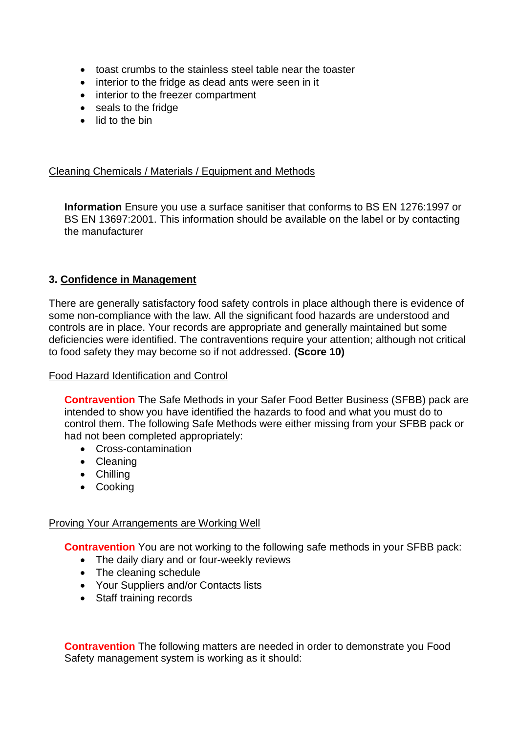- toast crumbs to the stainless steel table near the toaster
- interior to the fridge as dead ants were seen in it
- interior to the freezer compartment
- seals to the fridge
- lid to the bin

Cleaning Chemicals / Materials / Equipment and Methods

**Information** Ensure you use a surface sanitiser that conforms to BS EN 1276:1997 or BS EN 13697:2001. This information should be available on the label or by contacting the manufacturer

### 3. Confidence in Management

There are generally satisfactory food safety controls in place although there is evidence of some non-compliance with the law. All the significant food hazards are understood and controls are in place. Your records are appropriate and generally maintained but some deficiencies were identified. The contraventions require your attention; although not critical to food safety they may become so if not addressed. **(Score 10)**

Food Hazard Identification and Control

**Contravention** The Safe Methods in your Safer Food Better Business (SFBB) pack are intended to show you have identified the hazards to food and what you must do to control them. The following Safe Methods were either missing from your SFBB pack or had not been completed appropriately:

- Cross-contamination
- Cleaning
- Chilling
- Cooking

Proving Your Arrangements are Working Well

**Contravention** You are not working to the following safe methods in your SFBB pack:

- The daily diary and or four-weekly reviews
- The cleaning schedule
- Your Suppliers and/or Contacts lists
- Staff training records

**Contravention** The following matters are needed in order to demonstrate you Food Safety management system is working as it should: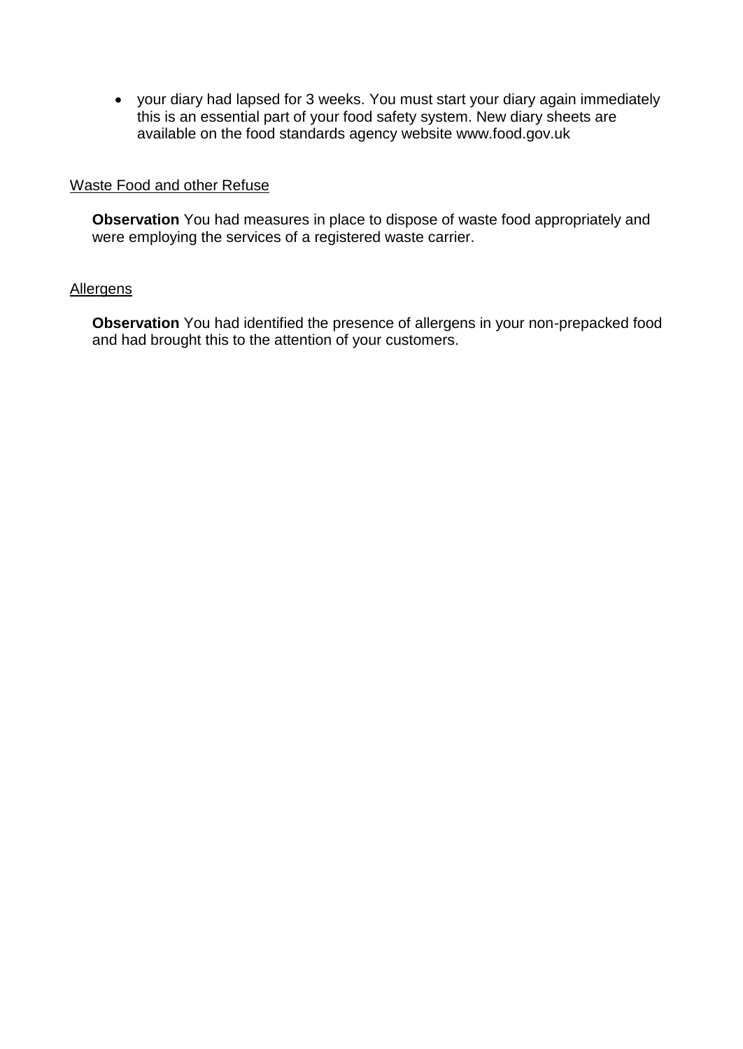- your diary had lapsed for 3 weeks. You must start your diary again immediately this is an essential part of your food safety system. New diary sheets are available on the food standards agency website www.food.gov.uk

<u>Waste Food and other Refuse</u>

**Observation** You had measures in place to dispose of waste food appropriately and were employing the services of a registered waste carrier.

<u>Allergens</u>

**Observation** You had identified the presence of allergens in your non-prepacked food and had brought this to the attention of your customers.